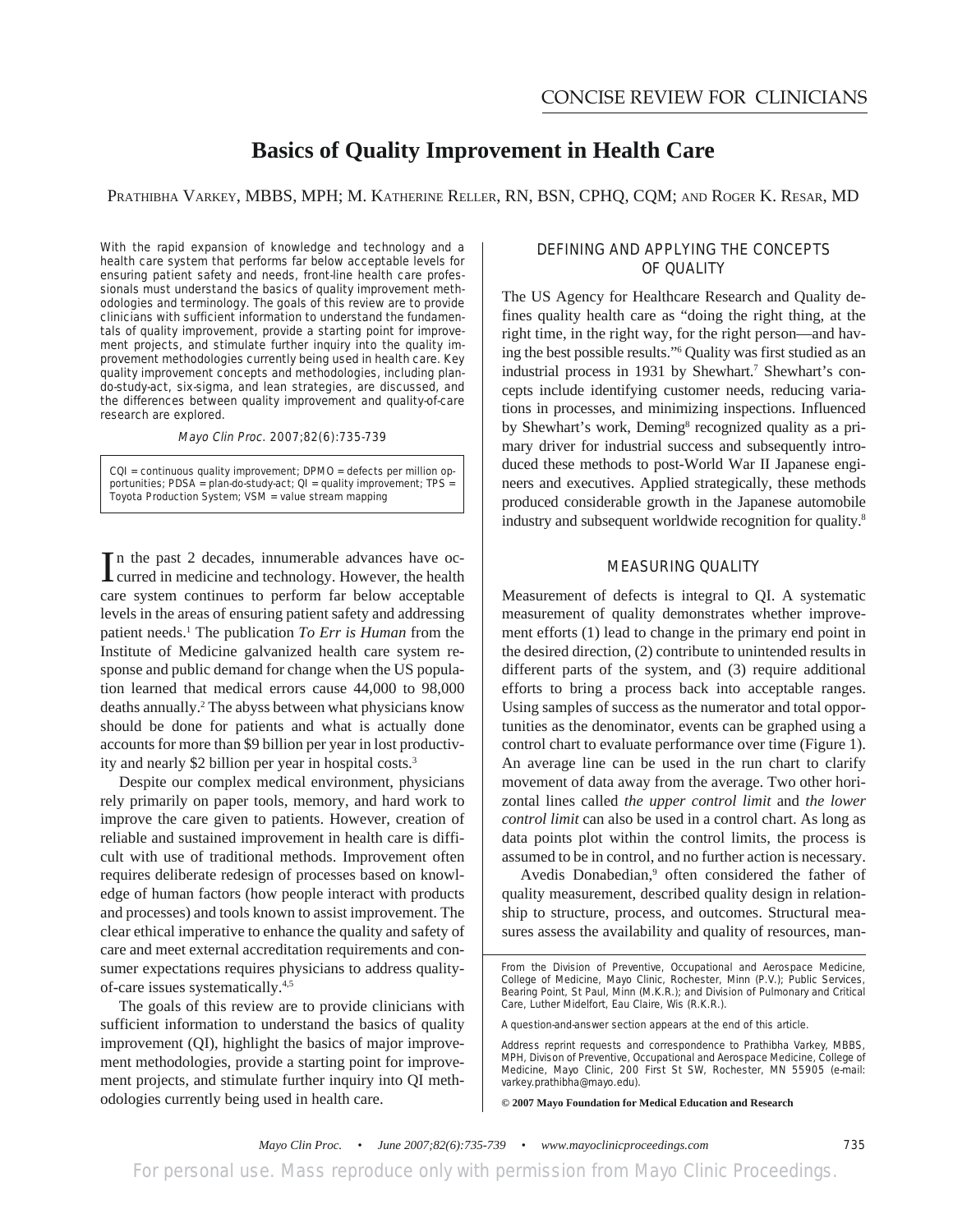CONCISE REVIEW FOR CLINICIANS

# Basics of Quality Improvement in Health Care

PRATHIBHA VARKEY, MBBS, MPH; M. KATHERINE RELLER, RN, BSN, CPHQ, CQM; AND ROGER K. RESAR, MD

With the rapid expansion of knowledge and technology and a health care system that performs far below acceptable levels for ensuring patient safety and needs, front-line health care professionals must understand the basics of quality improvement methodologies and terminology. The goals of this review are to provide clinicians with sufficient information to understand the fundamentals of quality improvement, provide a starting point for improvement projects, and stimulate further inquiry into the quality improvement methodologies currently being used in health care. Key quality improvement concepts and methodologies, including plan-do-study-act, six-sigma, and lean strategies, are discussed, and the differences between quality improvement and quality-of-care research are explored.

*Mayo Clin Proc.* 2007;82(6):735-739

CQI = continuous quality improvement; DPMO = defects per million opportunities; PDSA = plan-do-study-act; QI = quality improvement; TPS = Toyota Production System; VSM = value stream mapping

In the past 2 decades, innumerable advances have occurred in medicine and technology. However, the health care system continues to perform far below acceptable levels in the areas of ensuring patient safety and addressing patient needs.[1] The publication *To Err is Human* from the Institute of Medicine galvanized health care system response and public demand for change when the US population learned that medical errors cause 44,000 to 98,000 deaths annually.[2] The abyss between what physicians know should be done for patients and what is actually done accounts for more than $9 billion per year in lost productivity and nearly $2 billion per year in hospital costs.[3]

Despite our complex medical environment, physicians rely primarily on paper tools, memory, and hard work to improve the care given to patients. However, creation of reliable and sustained improvement in health care is difficult with use of traditional methods. Improvement often requires deliberate redesign of processes based on knowledge of human factors (how people interact with products and processes) and tools known to assist improvement. The clear ethical imperative to enhance the quality and safety of care and meet external accreditation requirements and consumer expectations requires physicians to address quality-of-care issues systematically.[4,5]

The goals of this review are to provide clinicians with sufficient information to understand the basics of quality improvement (QI), highlight the basics of major improvement methodologies, provide a starting point for improvement projects, and stimulate further inquiry into QI methodologies currently being used in health care.

## DEFINING AND APPLYING THE CONCEPTS OF QUALITY

The US Agency for Healthcare Research and Quality defines quality health care as "doing the right thing, at the right time, in the right way, for the right person—and having the best possible results."[6] Quality was first studied as an industrial process in 1931 by Shewhart.[7] Shewhart's concepts include identifying customer needs, reducing variations in processes, and minimizing inspections. Influenced by Shewhart's work, Deming[8] recognized quality as a primary driver for industrial success and subsequently introduced these methods to post-World War II Japanese engineers and executives. Applied strategically, these methods produced considerable growth in the Japanese automobile industry and subsequent worldwide recognition for quality.[8]

## MEASURING QUALITY

Measurement of defects is integral to QI. A systematic measurement of quality demonstrates whether improvement efforts (1) lead to change in the primary end point in the desired direction, (2) contribute to unintended results in different parts of the system, and (3) require additional efforts to bring a process back into acceptable ranges. Using samples of success as the numerator and total opportunities as the denominator, events can be graphed using a control chart to evaluate performance over time (Figure 1). An average line can be used in the run chart to clarify movement of data away from the average. Two other horizontal lines called *the upper control limit* and *the lower control limit* can also be used in a control chart. As long as data points plot within the control limits, the process is assumed to be in control, and no further action is necessary.

Avedis Donabedian,[9] often considered the father of quality measurement, described quality design in relationship to structure, process, and outcomes. Structural measures assess the availability and quality of resources, man-

From the Division of Preventive, Occupational and Aerospace Medicine, College of Medicine, Mayo Clinic, Rochester, Minn (P.V.); Public Services, Bearing Point, St Paul, Minn (M.K.R.); and Division of Pulmonary and Critical Care, Luther Midelfort, Eau Claire, Wis (R.K.R.).

A question-and-answer section appears at the end of this article.

Address reprint requests and correspondence to Prathibha Varkey, MBBS, MPH, Divison of Preventive, Occupational and Aerospace Medicine, College of Medicine, Mayo Clinic, 200 First St SW, Rochester, MN 55905 (e-mail: varkey.prathibha@mayo.edu).

**© 2007 Mayo Foundation for Medical Education and Research**

For personal use. Mass reproduce only with permission from Mayo Clinic Proceedings.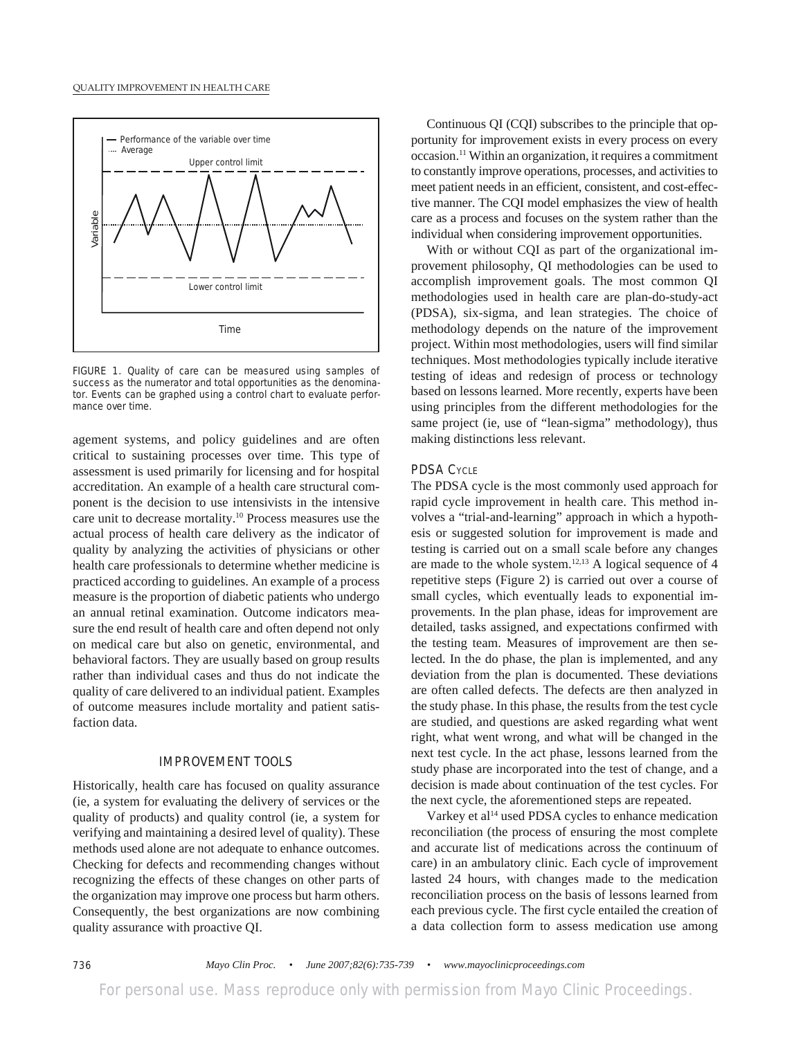— Performance of the variable over time
.... Average

Upper control limit

Variable

Lower control limit

Time

FIGURE 1. Quality of care can be measured using samples of success as the numerator and total opportunities as the denominator. Events can be graphed using a control chart to evaluate performance over time.

agement systems, and policy guidelines and are often critical to sustaining processes over time. This type of assessment is used primarily for licensing and for hospital accreditation. An example of a health care structural component is the decision to use intensivists in the intensive care unit to decrease mortality.[10] Process measures use the actual process of health care delivery as the indicator of quality by analyzing the activities of physicians or other health care professionals to determine whether medicine is practiced according to guidelines. An example of a process measure is the proportion of diabetic patients who undergo an annual retinal examination. Outcome indicators measure the end result of health care and often depend not only on medical care but also on genetic, environmental, and behavioral factors. They are usually based on group results rather than individual cases and thus do not indicate the quality of care delivered to an individual patient. Examples of outcome measures include mortality and patient satisfaction data.

## IMPROVEMENT TOOLS

Historically, health care has focused on quality assurance (ie, a system for evaluating the delivery of services or the quality of products) and quality control (ie, a system for verifying and maintaining a desired level of quality). These methods used alone are not adequate to enhance outcomes. Checking for defects and recommending changes without recognizing the effects of these changes on other parts of the organization may improve one process but harm others. Consequently, the best organizations are now combining quality assurance with proactive QI.

Continuous QI (CQI) subscribes to the principle that opportunity for improvement exists in every process on every occasion.[11] Within an organization, it requires a commitment to constantly improve operations, processes, and activities to meet patient needs in an efficient, consistent, and cost-effective manner. The CQI model emphasizes the view of health care as a process and focuses on the system rather than the individual when considering improvement opportunities.

With or without CQI as part of the organizational improvement philosophy, QI methodologies can be used to accomplish improvement goals. The most common QI methodologies used in health care are plan-do-study-act (PDSA), six-sigma, and lean strategies. The choice of methodology depends on the nature of the improvement project. Within most methodologies, users will find similar techniques. Most methodologies typically include iterative testing of ideas and redesign of process or technology based on lessons learned. More recently, experts have been using principles from the different methodologies for the same project (ie, use of "lean-sigma" methodology), thus making distinctions less relevant.

### PDSA CYCLE

The PDSA cycle is the most commonly used approach for rapid cycle improvement in health care. This method involves a "trial-and-learning" approach in which a hypothesis or suggested solution for improvement is made and testing is carried out on a small scale before any changes are made to the whole system.[12,13] A logical sequence of 4 repetitive steps (Figure 2) is carried out over a course of small cycles, which eventually leads to exponential improvements. In the plan phase, ideas for improvement are detailed, tasks assigned, and expectations confirmed with the testing team. Measures of improvement are then selected. In the do phase, the plan is implemented, and any deviation from the plan is documented. These deviations are often called defects. The defects are then analyzed in the study phase. In this phase, the results from the test cycle are studied, and questions are asked regarding what went right, what went wrong, and what will be changed in the next test cycle. In the act phase, lessons learned from the study phase are incorporated into the test of change, and a decision is made about continuation of the test cycles. For the next cycle, the aforementioned steps are repeated.

Varkey et al[14] used PDSA cycles to enhance medication reconciliation (the process of ensuring the most complete and accurate list of medications across the continuum of care) in an ambulatory clinic. Each cycle of improvement lasted 24 hours, with changes made to the medication reconciliation process on the basis of lessons learned from each previous cycle. The first cycle entailed the creation of a data collection form to assess medication use among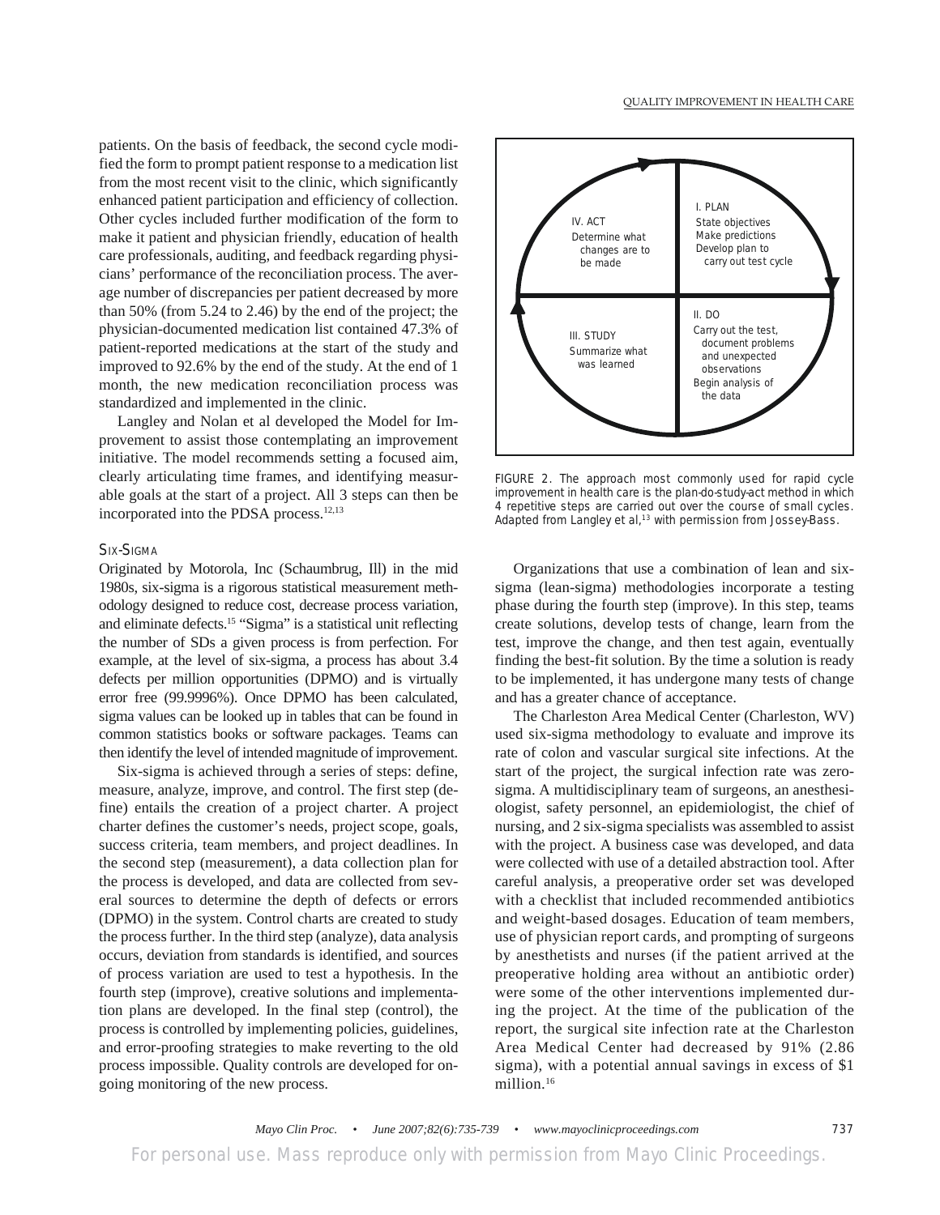patients. On the basis of feedback, the second cycle modified the form to prompt patient response to a medication list from the most recent visit to the clinic, which significantly enhanced patient participation and efficiency of collection. Other cycles included further modification of the form to make it patient and physician friendly, education of health care professionals, auditing, and feedback regarding physicians' performance of the reconciliation process. The average number of discrepancies per patient decreased by more than 50% (from 5.24 to 2.46) by the end of the project; the physician-documented medication list contained 47.3% of patient-reported medications at the start of the study and improved to 92.6% by the end of the study. At the end of 1 month, the new medication reconciliation process was standardized and implemented in the clinic.

Langley and Nolan et al developed the Model for Improvement to assist those contemplating an improvement initiative. The model recommends setting a focused aim, clearly articulating time frames, and identifying measurable goals at the start of a project. All 3 steps can then be incorporated into the PDSA process.[12,13]

### Six-Sigma

Originated by Motorola, Inc (Schaumbrug, Ill) in the mid 1980s, six-sigma is a rigorous statistical measurement methodology designed to reduce cost, decrease process variation, and eliminate defects.[15] "Sigma" is a statistical unit reflecting the number of SDs a given process is from perfection. For example, at the level of six-sigma, a process has about 3.4 defects per million opportunities (DPMO) and is virtually error free (99.9996%). Once DPMO has been calculated, sigma values can be looked up in tables that can be found in common statistics books or software packages. Teams can then identify the level of intended magnitude of improvement.

Six-sigma is achieved through a series of steps: define, measure, analyze, improve, and control. The first step (define) entails the creation of a project charter. A project charter defines the customer's needs, project scope, goals, success criteria, team members, and project deadlines. In the second step (measurement), a data collection plan for the process is developed, and data are collected from several sources to determine the depth of defects or errors (DPMO) in the system. Control charts are created to study the process further. In the third step (analyze), data analysis occurs, deviation from standards is identified, and sources of process variation are used to test a hypothesis. In the fourth step (improve), creative solutions and implementation plans are developed. In the final step (control), the process is controlled by implementing policies, guidelines, and error-proofing strategies to make reverting to the old process impossible. Quality controls are developed for ongoing monitoring of the new process.

I. PLAN
State objectives
Make predictions
Develop plan to carry out test cycle

II. DO
Carry out the test, document problems and unexpected observations
Begin analysis of the data

III. STUDY
Summarize what was learned

IV. ACT
Determine what changes are to be made

FIGURE 2. The approach most commonly used for rapid cycle improvement in health care is the plan-do-study-act method in which 4 repetitive steps are carried out over the course of small cycles. Adapted from Langley et al,[13] with permission from Jossey-Bass.

Organizations that use a combination of lean and six-sigma (lean-sigma) methodologies incorporate a testing phase during the fourth step (improve). In this step, teams create solutions, develop tests of change, learn from the test, improve the change, and then test again, eventually finding the best-fit solution. By the time a solution is ready to be implemented, it has undergone many tests of change and has a greater chance of acceptance.

The Charleston Area Medical Center (Charleston, WV) used six-sigma methodology to evaluate and improve its rate of colon and vascular surgical site infections. At the start of the project, the surgical infection rate was zero-sigma. A multidisciplinary team of surgeons, an anesthesiologist, safety personnel, an epidemiologist, the chief of nursing, and 2 six-sigma specialists was assembled to assist with the project. A business case was developed, and data were collected with use of a detailed abstraction tool. After careful analysis, a preoperative order set was developed with a checklist that included recommended antibiotics and weight-based dosages. Education of team members, use of physician report cards, and prompting of surgeons by anesthetists and nurses (if the patient arrived at the preoperative holding area without an antibiotic order) were some of the other interventions implemented during the project. At the time of the publication of the report, the surgical site infection rate at the Charleston Area Medical Center had decreased by 91% (2.86 sigma), with a potential annual savings in excess of $1 million.[16]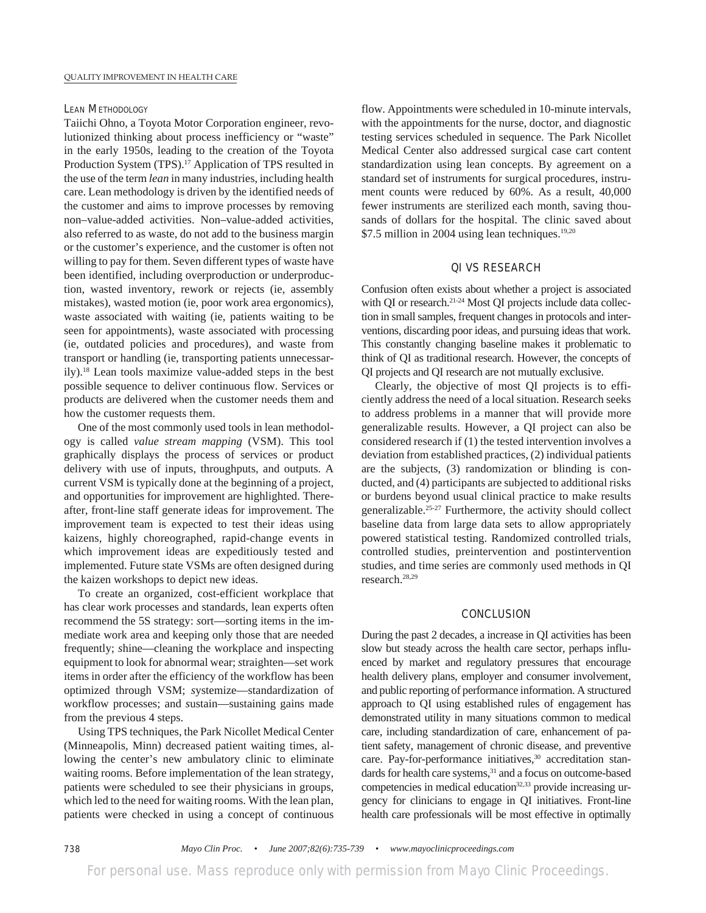### Lean Methodology

Taiichi Ohno, a Toyota Motor Corporation engineer, revolutionized thinking about process inefficiency or "waste" in the early 1950s, leading to the creation of the Toyota Production System (TPS).[17] Application of TPS resulted in the use of the term *lean* in many industries, including health care. Lean methodology is driven by the identified needs of the customer and aims to improve processes by removing non–value-added activities. Non–value-added activities, also referred to as waste, do not add to the business margin or the customer's experience, and the customer is often not willing to pay for them. Seven different types of waste have been identified, including overproduction or underproduction, wasted inventory, rework or rejects (ie, assembly mistakes), wasted motion (ie, poor work area ergonomics), waste associated with waiting (ie, patients waiting to be seen for appointments), waste associated with processing (ie, outdated policies and procedures), and waste from transport or handling (ie, transporting patients unnecessarily).[18] Lean tools maximize value-added steps in the best possible sequence to deliver continuous flow. Services or products are delivered when the customer needs them and how the customer requests them.

One of the most commonly used tools in lean methodology is called *value stream mapping* (VSM). This tool graphically displays the process of services or product delivery with use of inputs, throughputs, and outputs. A current VSM is typically done at the beginning of a project, and opportunities for improvement are highlighted. Thereafter, front-line staff generate ideas for improvement. The improvement team is expected to test their ideas using kaizens, highly choreographed, rapid-change events in which improvement ideas are expeditiously tested and implemented. Future state VSMs are often designed during the kaizen workshops to depict new ideas.

To create an organized, cost-efficient workplace that has clear work processes and standards, lean experts often recommend the 5S strategy: *s*ort—sorting items in the immediate work area and keeping only those that are needed frequently; *s*hine—cleaning the workplace and inspecting equipment to look for abnormal wear; *s*traighten—set work items in order after the efficiency of the workflow has been optimized through VSM; *s*ystemize—standardization of workflow processes; and *s*ustain—sustaining gains made from the previous 4 steps.

Using TPS techniques, the Park Nicollet Medical Center (Minneapolis, Minn) decreased patient waiting times, allowing the center's new ambulatory clinic to eliminate waiting rooms. Before implementation of the lean strategy, patients were scheduled to see their physicians in groups, which led to the need for waiting rooms. With the lean plan, patients were checked in using a concept of continuous flow. Appointments were scheduled in 10-minute intervals, with the appointments for the nurse, doctor, and diagnostic testing services scheduled in sequence. The Park Nicollet Medical Center also addressed surgical case cart content standardization using lean concepts. By agreement on a standard set of instruments for surgical procedures, instrument counts were reduced by 60%. As a result, 40,000 fewer instruments are sterilized each month, saving thousands of dollars for the hospital. The clinic saved about $7.5 million in 2004 using lean techniques.[19,20]

## QI vs Research

Confusion often exists about whether a project is associated with QI or research.[21-24] Most QI projects include data collection in small samples, frequent changes in protocols and interventions, discarding poor ideas, and pursuing ideas that work. This constantly changing baseline makes it problematic to think of QI as traditional research. However, the concepts of QI projects and QI research are not mutually exclusive.

Clearly, the objective of most QI projects is to efficiently address the need of a local situation. Research seeks to address problems in a manner that will provide more generalizable results. However, a QI project can also be considered research if (1) the tested intervention involves a deviation from established practices, (2) individual patients are the subjects, (3) randomization or blinding is conducted, and (4) participants are subjected to additional risks or burdens beyond usual clinical practice to make results generalizable.[25-27] Furthermore, the activity should collect baseline data from large data sets to allow appropriately powered statistical testing. Randomized controlled trials, controlled studies, preintervention and postintervention studies, and time series are commonly used methods in QI research.[28,29]

## Conclusion

During the past 2 decades, a increase in QI activities has been slow but steady across the health care sector, perhaps influenced by market and regulatory pressures that encourage health delivery plans, employer and consumer involvement, and public reporting of performance information. A structured approach to QI using established rules of engagement has demonstrated utility in many situations common to medical care, including standardization of care, enhancement of patient safety, management of chronic disease, and preventive care. Pay-for-performance initiatives,[30] accreditation standards for health care systems,[31] and a focus on outcome-based competencies in medical education[32,33] provide increasing urgency for clinicians to engage in QI initiatives. Front-line health care professionals will be most effective in optimally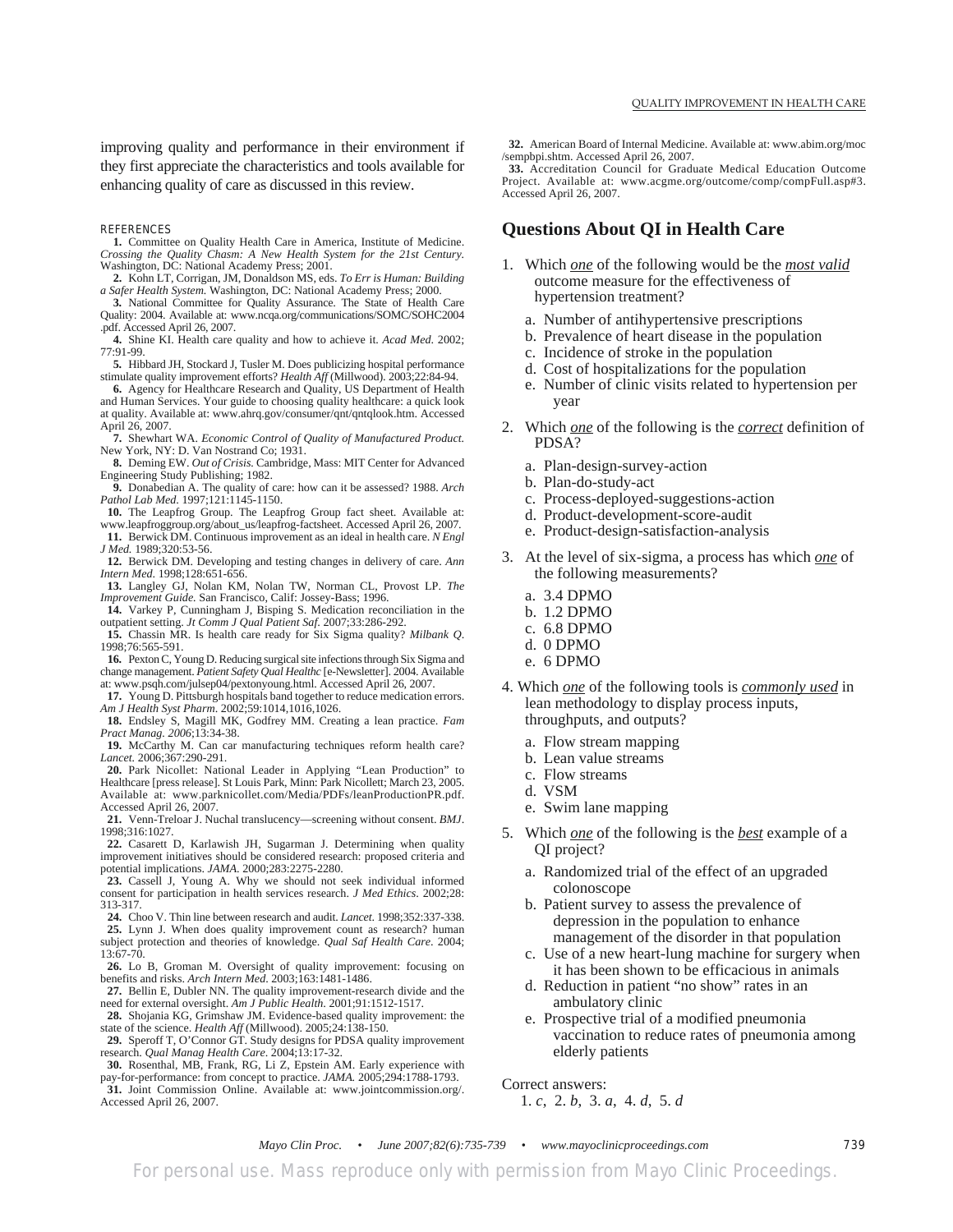improving quality and performance in their environment if they first appreciate the characteristics and tools available for enhancing quality of care as discussed in this review.

REFERENCES

1. Committee on Quality Health Care in America, Institute of Medicine. *Crossing the Quality Chasm: A New Health System for the 21st Century*. Washington, DC: National Academy Press; 2001.

2. Kohn LT, Corrigan, JM, Donaldson MS, eds. *To Err is Human: Building a Safer Health System.* Washington, DC: National Academy Press; 2000.

3. National Committee for Quality Assurance. The State of Health Care Quality: 2004. Available at: www.ncqa.org/communications/SOMC/SOHC2004.pdf. Accessed April 26, 2007.

4. Shine KI. Health care quality and how to achieve it. *Acad Med*. 2002; 77:91-99.

5. Hibbard JH, Stockard J, Tusler M. Does publicizing hospital performance stimulate quality improvement efforts? *Health Aff* (Millwood). 2003;22:84-94.

6. Agency for Healthcare Research and Quality, US Department of Health and Human Services. Your guide to choosing quality healthcare: a quick look at quality. Available at: www.ahrq.gov/consumer/qnt/qntqlook.htm. Accessed April 26, 2007.

7. Shewhart WA. *Economic Control of Quality of Manufactured Product.* New York, NY: D. Van Nostrand Co; 1931.

8. Deming EW. *Out of Crisis.* Cambridge, Mass: MIT Center for Advanced Engineering Study Publishing; 1982.

9. Donabedian A. The quality of care: how can it be assessed? 1988. *Arch Pathol Lab Med*. 1997;121:1145-1150.

10. The Leapfrog Group. The Leapfrog Group fact sheet. Available at: www.leapfroggroup.org/about_us/leapfrog-factsheet. Accessed April 26, 2007.

11. Berwick DM. Continuous improvement as an ideal in health care. *N Engl J Med.* 1989;320:53-56.

12. Berwick DM. Developing and testing changes in delivery of care. *Ann Intern Med*. 1998;128:651-656.

13. Langley GJ, Nolan KM, Nolan TW, Norman CL, Provost LP. *The Improvement Guide.* San Francisco, Calif: Jossey-Bass; 1996.

14. Varkey P, Cunningham J, Bisping S. Medication reconciliation in the outpatient setting. *Jt Comm J Qual Patient Saf.* 2007;33:286-292.

15. Chassin MR. Is health care ready for Six Sigma quality? *Milbank Q*. 1998;76:565-591.

16. Pexton C, Young D. Reducing surgical site infections through Six Sigma and change management. *Patient Safety Qual Healthc* [e-Newsletter]. 2004. Available at: www.psqh.com/julsep04/pextonyoung.html. Accessed April 26, 2007.

17. Young D. Pittsburgh hospitals band together to reduce medication errors. *Am J Health Syst Pharm*. 2002;59:1014,1016,1026.

18. Endsley S, Magill MK, Godfrey MM. Creating a lean practice. *Fam Pract Manag. 2006*;13:34-38.

19. McCarthy M. Can car manufacturing techniques reform health care? *Lancet*. 2006;367:290-291.

20. Park Nicollet: National Leader in Applying "Lean Production" to Healthcare [press release]. St Louis Park, Minn: Park Nicollett; March 23, 2005. Available at: www.parknicollet.com/Media/PDFs/leanProductionPR.pdf. Accessed April 26, 2007.

21. Venn-Treloar J. Nuchal translucency—screening without consent. *BMJ*. 1998;316:1027.

22. Casarett D, Karlawish JH, Sugarman J. Determining when quality improvement initiatives should be considered research: proposed criteria and potential implications. *JAMA*. 2000;283:2275-2280.

23. Cassell J, Young A. Why we should not seek individual informed consent for participation in health services research. *J Med Ethics*. 2002;28: 313-317.

24. Choo V. Thin line between research and audit. *Lancet*. 1998;352:337-338.

25. Lynn J. When does quality improvement count as research? human subject protection and theories of knowledge. *Qual Saf Health Care*. 2004; 13:67-70.

26. Lo B, Groman M. Oversight of quality improvement: focusing on benefits and risks. *Arch Intern Med*. 2003;163:1481-1486.

27. Bellin E, Dubler NN. The quality improvement-research divide and the need for external oversight. *Am J Public Health*. 2001;91:1512-1517.

28. Shojania KG, Grimshaw JM. Evidence-based quality improvement: the state of the science. *Health Aff* (Millwood). 2005;24:138-150.

29. Speroff T, O'Connor GT. Study designs for PDSA quality improvement research. *Qual Manag Health Care*. 2004;13:17-32.

30. Rosenthal, MB, Frank, RG, Li Z, Epstein AM. Early experience with pay-for-performance: from concept to practice. *JAMA.* 2005;294:1788-1793.

31. Joint Commission Online. Available at: www.jointcommission.org/. Accessed April 26, 2007.

32. American Board of Internal Medicine. Available at: www.abim.org/moc/sempbpi.shtm. Accessed April 26, 2007.

33. Accreditation Council for Graduate Medical Education Outcome Project. Available at: www.acgme.org/outcome/comp/compFull.asp#3. Accessed April 26, 2007.

## Questions About QI in Health Care

1. Which *one* of the following would be the ***most valid*** outcome measure for the effectiveness of hypertension treatment?

   a. Number of antihypertensive prescriptions
   b. Prevalence of heart disease in the population
   c. Incidence of stroke in the population
   d. Cost of hospitalizations for the population
   e. Number of clinic visits related to hypertension per year

2. Which *one* of the following is the ***correct*** definition of PDSA?

   a. Plan-design-survey-action
   b. Plan-do-study-act
   c. Process-deployed-suggestions-action
   d. Product-development-score-audit
   e. Product-design-satisfaction-analysis

3. At the level of six-sigma, a process has which *one* of the following measurements?

   a. 3.4 DPMO
   b. 1.2 DPMO
   c. 6.8 DPMO
   d. 0 DPMO
   e. 6 DPMO

4. Which *one* of the following tools is ***commonly used*** in lean methodology to display process inputs, throughputs, and outputs?

   a. Flow stream mapping
   b. Lean value streams
   c. Flow streams
   d. VSM
   e. Swim lane mapping

5. Which *one* of the following is the ***best*** example of a QI project?

   a. Randomized trial of the effect of an upgraded colonoscope
   b. Patient survey to assess the prevalence of depression in the population to enhance management of the disorder in that population
   c. Use of a new heart-lung machine for surgery when it has been shown to be efficacious in animals
   d. Reduction in patient "no show" rates in an ambulatory clinic
   e. Prospective trial of a modified pneumonia vaccination to reduce rates of pneumonia among elderly patients

Correct answers:
1. *c*, 2. *b*, 3. *a*, 4. *d*, 5. *d*